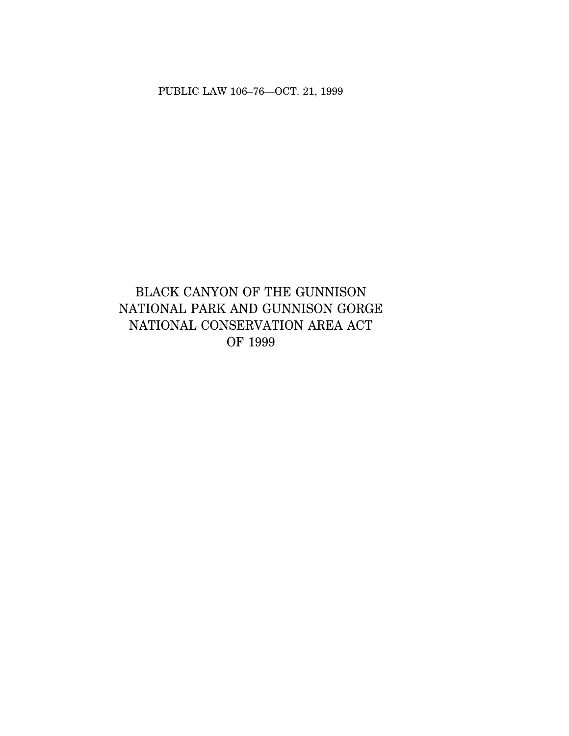PUBLIC LAW 106–76—OCT. 21, 1999

# BLACK CANYON OF THE GUNNISON NATIONAL PARK AND GUNNISON GORGE NATIONAL CONSERVATION AREA ACT OF 1999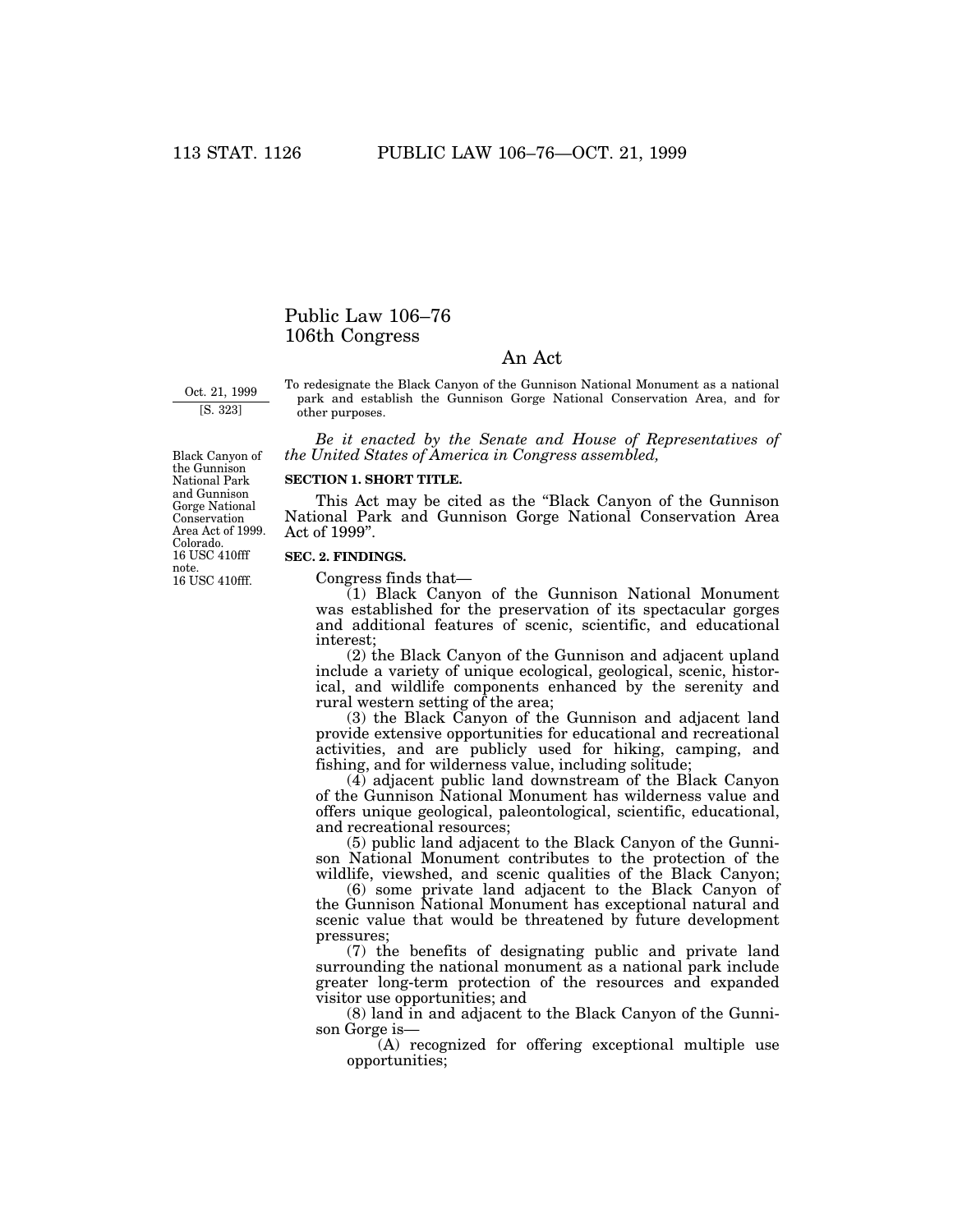# Public Law 106–76
# 106th Congress

## An Act

Oct. 21, 1999
[S. 323]

To redesignate the Black Canyon of the Gunnison National Monument as a national park and establish the Gunnison Gorge National Conservation Area, and for other purposes.

*Be it enacted by the Senate and House of Representatives of the United States of America in Congress assembled,*

Black Canyon of the Gunnison National Park and Gunnison Gorge National Conservation Area Act of 1999. Colorado. 16 USC 410fff note.

**SECTION 1. SHORT TITLE.**

This Act may be cited as the "Black Canyon of the Gunnison National Park and Gunnison Gorge National Conservation Area Act of 1999".

16 USC 410fff.

**SEC. 2. FINDINGS.**

Congress finds that—

(1) Black Canyon of the Gunnison National Monument was established for the preservation of its spectacular gorges and additional features of scenic, scientific, and educational interest;

(2) the Black Canyon of the Gunnison and adjacent upland include a variety of unique ecological, geological, scenic, historical, and wildlife components enhanced by the serenity and rural western setting of the area;

(3) the Black Canyon of the Gunnison and adjacent land provide extensive opportunities for educational and recreational activities, and are publicly used for hiking, camping, and fishing, and for wilderness value, including solitude;

(4) adjacent public land downstream of the Black Canyon of the Gunnison National Monument has wilderness value and offers unique geological, paleontological, scientific, educational, and recreational resources;

(5) public land adjacent to the Black Canyon of the Gunnison National Monument contributes to the protection of the wildlife, viewshed, and scenic qualities of the Black Canyon;

(6) some private land adjacent to the Black Canyon of the Gunnison National Monument has exceptional natural and scenic value that would be threatened by future development pressures;

(7) the benefits of designating public and private land surrounding the national monument as a national park include greater long-term protection of the resources and expanded visitor use opportunities; and

(8) land in and adjacent to the Black Canyon of the Gunnison Gorge is—

(A) recognized for offering exceptional multiple use opportunities;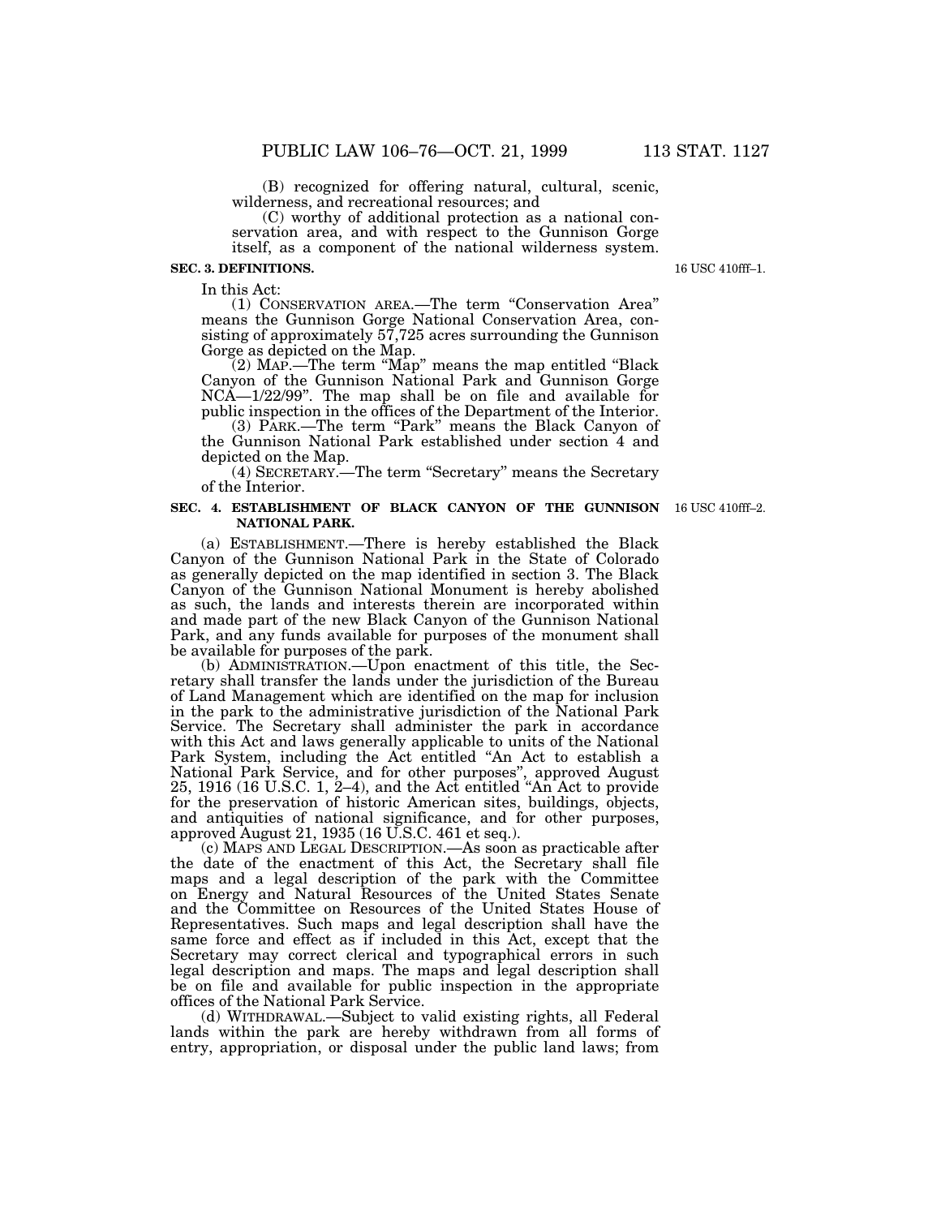(B) recognized for offering natural, cultural, scenic, wilderness, and recreational resources; and

(C) worthy of additional protection as a national conservation area, and with respect to the Gunnison Gorge itself, as a component of the national wilderness system.

**SEC. 3. DEFINITIONS.**

16 USC 410fff–1.

In this Act:

(1) CONSERVATION AREA.—The term "Conservation Area" means the Gunnison Gorge National Conservation Area, consisting of approximately 57,725 acres surrounding the Gunnison Gorge as depicted on the Map.

(2) MAP.—The term "Map" means the map entitled "Black Canyon of the Gunnison National Park and Gunnison Gorge NCA—1/22/99". The map shall be on file and available for public inspection in the offices of the Department of the Interior.

(3) PARK.—The term "Park" means the Black Canyon of the Gunnison National Park established under section 4 and depicted on the Map.

(4) SECRETARY.—The term "Secretary" means the Secretary of the Interior.

**SEC. 4. ESTABLISHMENT OF BLACK CANYON OF THE GUNNISON NATIONAL PARK.**

16 USC 410fff–2.

(a) ESTABLISHMENT.—There is hereby established the Black Canyon of the Gunnison National Park in the State of Colorado as generally depicted on the map identified in section 3. The Black Canyon of the Gunnison National Monument is hereby abolished as such, the lands and interests therein are incorporated within and made part of the new Black Canyon of the Gunnison National Park, and any funds available for purposes of the monument shall be available for purposes of the park.

(b) ADMINISTRATION.—Upon enactment of this title, the Secretary shall transfer the lands under the jurisdiction of the Bureau of Land Management which are identified on the map for inclusion in the park to the administrative jurisdiction of the National Park Service. The Secretary shall administer the park in accordance with this Act and laws generally applicable to units of the National Park System, including the Act entitled "An Act to establish a National Park Service, and for other purposes", approved August 25, 1916 (16 U.S.C. 1, 2–4), and the Act entitled "An Act to provide for the preservation of historic American sites, buildings, objects, and antiquities of national significance, and for other purposes, approved August 21, 1935 (16 U.S.C. 461 et seq.).

(c) MAPS AND LEGAL DESCRIPTION.—As soon as practicable after the date of the enactment of this Act, the Secretary shall file maps and a legal description of the park with the Committee on Energy and Natural Resources of the United States Senate and the Committee on Resources of the United States House of Representatives. Such maps and legal description shall have the same force and effect as if included in this Act, except that the Secretary may correct clerical and typographical errors in such legal description and maps. The maps and legal description shall be on file and available for public inspection in the appropriate offices of the National Park Service.

(d) WITHDRAWAL.—Subject to valid existing rights, all Federal lands within the park are hereby withdrawn from all forms of entry, appropriation, or disposal under the public land laws; from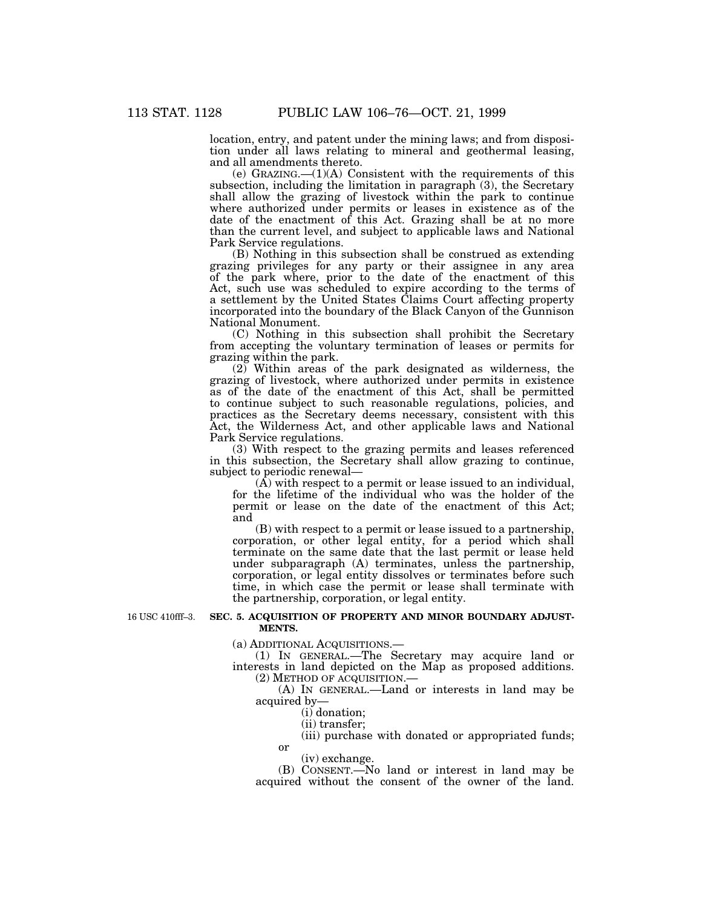location, entry, and patent under the mining laws; and from disposition under all laws relating to mineral and geothermal leasing, and all amendments thereto.

(e) GRAZING.—(1)(A) Consistent with the requirements of this subsection, including the limitation in paragraph (3), the Secretary shall allow the grazing of livestock within the park to continue where authorized under permits or leases in existence as of the date of the enactment of this Act. Grazing shall be at no more than the current level, and subject to applicable laws and National Park Service regulations.

(B) Nothing in this subsection shall be construed as extending grazing privileges for any party or their assignee in any area of the park where, prior to the date of the enactment of this Act, such use was scheduled to expire according to the terms of a settlement by the United States Claims Court affecting property incorporated into the boundary of the Black Canyon of the Gunnison National Monument.

(C) Nothing in this subsection shall prohibit the Secretary from accepting the voluntary termination of leases or permits for grazing within the park.

(2) Within areas of the park designated as wilderness, the grazing of livestock, where authorized under permits in existence as of the date of the enactment of this Act, shall be permitted to continue subject to such reasonable regulations, policies, and practices as the Secretary deems necessary, consistent with this Act, the Wilderness Act, and other applicable laws and National Park Service regulations.

(3) With respect to the grazing permits and leases referenced in this subsection, the Secretary shall allow grazing to continue, subject to periodic renewal—

(A) with respect to a permit or lease issued to an individual, for the lifetime of the individual who was the holder of the permit or lease on the date of the enactment of this Act; and

(B) with respect to a permit or lease issued to a partnership, corporation, or other legal entity, for a period which shall terminate on the same date that the last permit or lease held under subparagraph (A) terminates, unless the partnership, corporation, or legal entity dissolves or terminates before such time, in which case the permit or lease shall terminate with the partnership, corporation, or legal entity.

16 USC 410fff–3.

**SEC. 5. ACQUISITION OF PROPERTY AND MINOR BOUNDARY ADJUSTMENTS.**

(a) ADDITIONAL ACQUISITIONS.—

(1) IN GENERAL.—The Secretary may acquire land or interests in land depicted on the Map as proposed additions.

(2) METHOD OF ACQUISITION.—

(A) IN GENERAL.—Land or interests in land may be acquired by—

(i) donation;

(ii) transfer;

(iii) purchase with donated or appropriated funds; or

(iv) exchange.

(B) CONSENT.—No land or interest in land may be acquired without the consent of the owner of the land.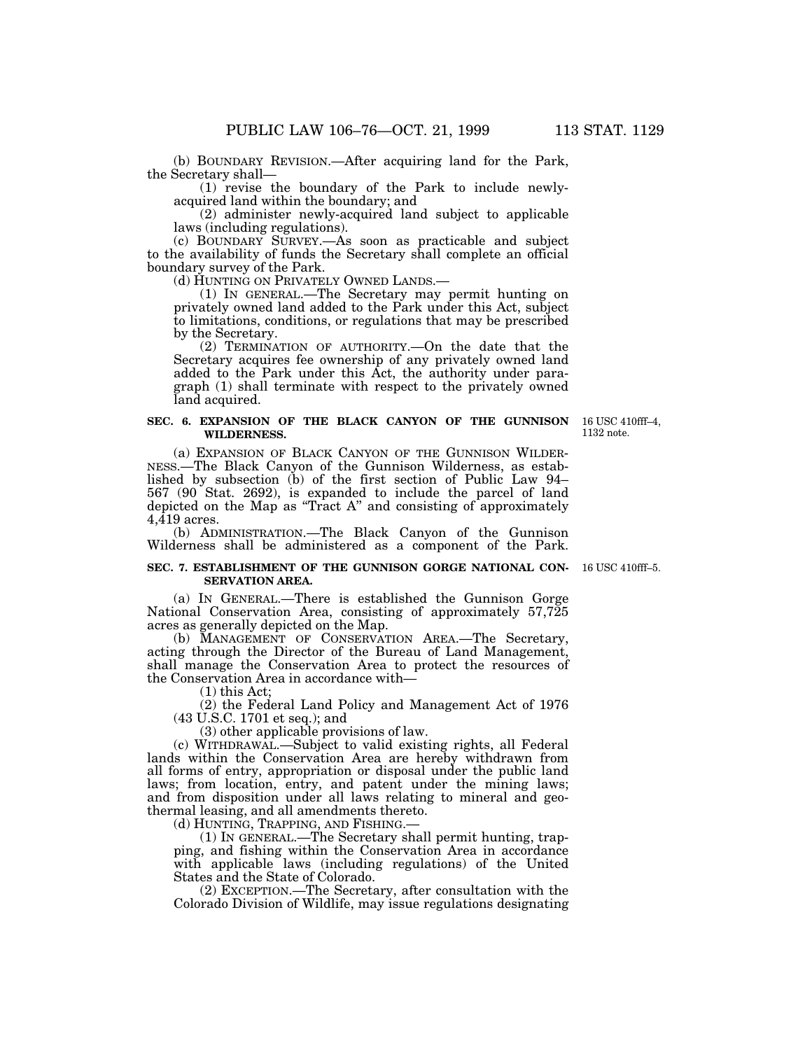(b) BOUNDARY REVISION.—After acquiring land for the Park, the Secretary shall—

(1) revise the boundary of the Park to include newly-acquired land within the boundary; and

(2) administer newly-acquired land subject to applicable laws (including regulations).

(c) BOUNDARY SURVEY.—As soon as practicable and subject to the availability of funds the Secretary shall complete an official boundary survey of the Park.

(d) HUNTING ON PRIVATELY OWNED LANDS.—

(1) IN GENERAL.—The Secretary may permit hunting on privately owned land added to the Park under this Act, subject to limitations, conditions, or regulations that may be prescribed by the Secretary.

(2) TERMINATION OF AUTHORITY.—On the date that the Secretary acquires fee ownership of any privately owned land added to the Park under this Act, the authority under paragraph (1) shall terminate with respect to the privately owned land acquired.

**SEC. 6. EXPANSION OF THE BLACK CANYON OF THE GUNNISON WILDERNESS.**

16 USC 410fff–4, 1132 note.

(a) EXPANSION OF BLACK CANYON OF THE GUNNISON WILDERNESS.—The Black Canyon of the Gunnison Wilderness, as established by subsection (b) of the first section of Public Law 94–567 (90 Stat. 2692), is expanded to include the parcel of land depicted on the Map as "Tract A" and consisting of approximately 4,419 acres.

(b) ADMINISTRATION.—The Black Canyon of the Gunnison Wilderness shall be administered as a component of the Park.

**SEC. 7. ESTABLISHMENT OF THE GUNNISON GORGE NATIONAL CONSERVATION AREA.**

16 USC 410fff–5.

(a) IN GENERAL.—There is established the Gunnison Gorge National Conservation Area, consisting of approximately 57,725 acres as generally depicted on the Map.

(b) MANAGEMENT OF CONSERVATION AREA.—The Secretary, acting through the Director of the Bureau of Land Management, shall manage the Conservation Area to protect the resources of the Conservation Area in accordance with—

(1) this Act;

(2) the Federal Land Policy and Management Act of 1976 (43 U.S.C. 1701 et seq.); and

(3) other applicable provisions of law.

(c) WITHDRAWAL.—Subject to valid existing rights, all Federal lands within the Conservation Area are hereby withdrawn from all forms of entry, appropriation or disposal under the public land laws; from location, entry, and patent under the mining laws; and from disposition under all laws relating to mineral and geothermal leasing, and all amendments thereto.

(d) HUNTING, TRAPPING, AND FISHING.—

(1) IN GENERAL.—The Secretary shall permit hunting, trapping, and fishing within the Conservation Area in accordance with applicable laws (including regulations) of the United States and the State of Colorado.

(2) EXCEPTION.—The Secretary, after consultation with the Colorado Division of Wildlife, may issue regulations designating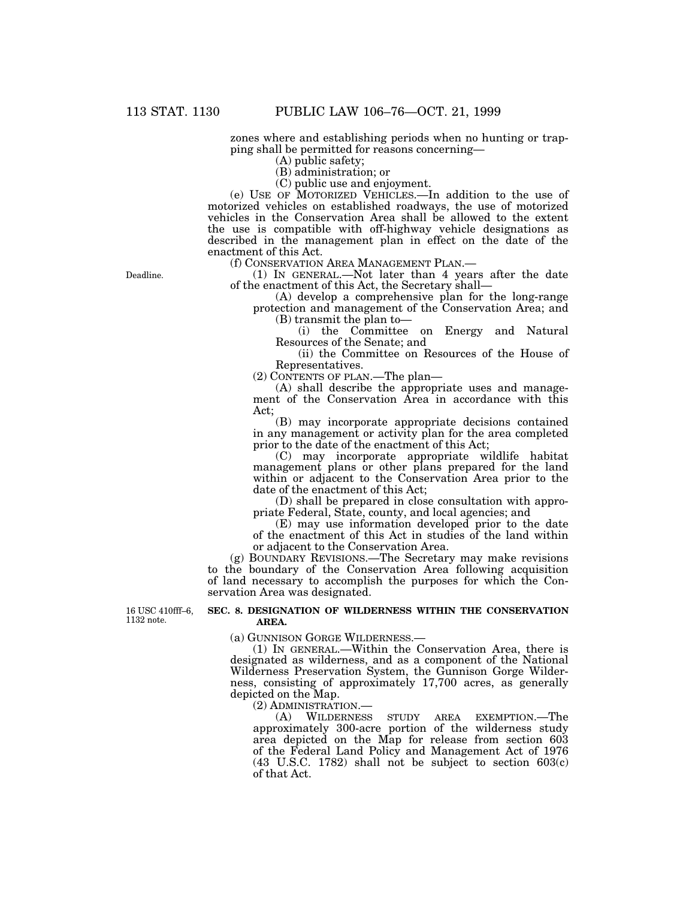zones where and establishing periods when no hunting or trapping shall be permitted for reasons concerning—

(A) public safety;

(B) administration; or

(C) public use and enjoyment.

(e) USE OF MOTORIZED VEHICLES.—In addition to the use of motorized vehicles on established roadways, the use of motorized vehicles in the Conservation Area shall be allowed to the extent the use is compatible with off-highway vehicle designations as described in the management plan in effect on the date of the enactment of this Act.

(f) CONSERVATION AREA MANAGEMENT PLAN.—

Deadline.

(1) IN GENERAL.—Not later than 4 years after the date of the enactment of this Act, the Secretary shall—

(A) develop a comprehensive plan for the long-range protection and management of the Conservation Area; and

(B) transmit the plan to—

(i) the Committee on Energy and Natural Resources of the Senate; and

(ii) the Committee on Resources of the House of Representatives.

(2) CONTENTS OF PLAN.—The plan—

(A) shall describe the appropriate uses and management of the Conservation Area in accordance with this Act;

(B) may incorporate appropriate decisions contained in any management or activity plan for the area completed prior to the date of the enactment of this Act;

(C) may incorporate appropriate wildlife habitat management plans or other plans prepared for the land within or adjacent to the Conservation Area prior to the date of the enactment of this Act;

(D) shall be prepared in close consultation with appropriate Federal, State, county, and local agencies; and

(E) may use information developed prior to the date of the enactment of this Act in studies of the land within or adjacent to the Conservation Area.

(g) BOUNDARY REVISIONS.—The Secretary may make revisions to the boundary of the Conservation Area following acquisition of land necessary to accomplish the purposes for which the Conservation Area was designated.

16 USC 410fff–6, 1132 note.

**SEC. 8. DESIGNATION OF WILDERNESS WITHIN THE CONSERVATION AREA.**

(a) GUNNISON GORGE WILDERNESS.—

(1) IN GENERAL.—Within the Conservation Area, there is designated as wilderness, and as a component of the National Wilderness Preservation System, the Gunnison Gorge Wilderness, consisting of approximately 17,700 acres, as generally depicted on the Map.

(2) ADMINISTRATION.—

(A) WILDERNESS STUDY AREA EXEMPTION.—The approximately 300-acre portion of the wilderness study area depicted on the Map for release from section 603 of the Federal Land Policy and Management Act of 1976 (43 U.S.C. 1782) shall not be subject to section 603(c) of that Act.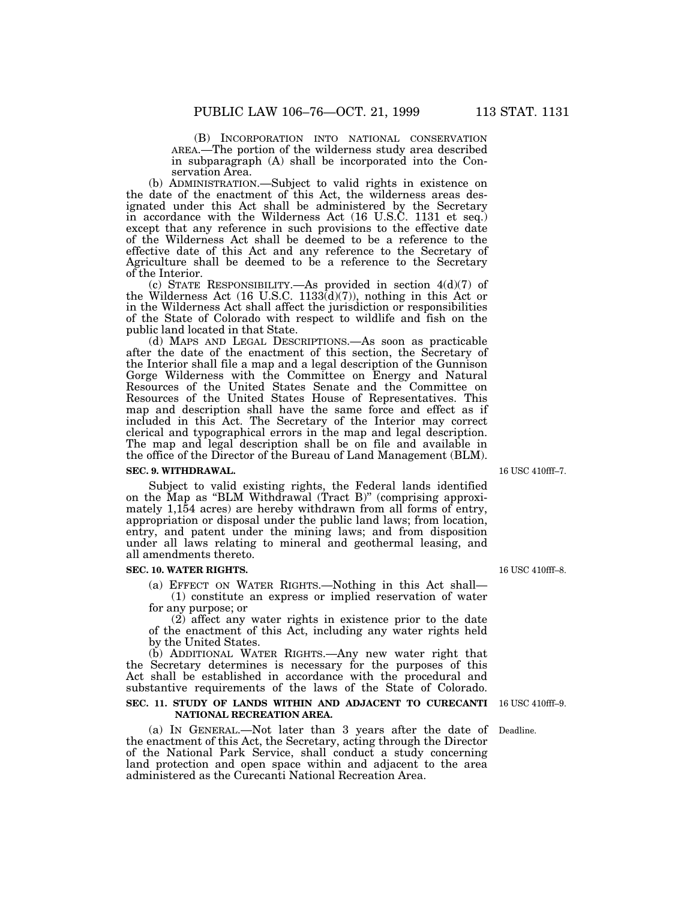(B) INCORPORATION INTO NATIONAL CONSERVATION AREA.—The portion of the wilderness study area described in subparagraph (A) shall be incorporated into the Conservation Area.

(b) ADMINISTRATION.—Subject to valid rights in existence on the date of the enactment of this Act, the wilderness areas designated under this Act shall be administered by the Secretary in accordance with the Wilderness Act (16 U.S.C. 1131 et seq.) except that any reference in such provisions to the effective date of the Wilderness Act shall be deemed to be a reference to the effective date of this Act and any reference to the Secretary of Agriculture shall be deemed to be a reference to the Secretary of the Interior.

(c) STATE RESPONSIBILITY.—As provided in section 4(d)(7) of the Wilderness Act (16 U.S.C. 1133(d)(7)), nothing in this Act or in the Wilderness Act shall affect the jurisdiction or responsibilities of the State of Colorado with respect to wildlife and fish on the public land located in that State.

(d) MAPS AND LEGAL DESCRIPTIONS.—As soon as practicable after the date of the enactment of this section, the Secretary of the Interior shall file a map and a legal description of the Gunnison Gorge Wilderness with the Committee on Energy and Natural Resources of the United States Senate and the Committee on Resources of the United States House of Representatives. This map and description shall have the same force and effect as if included in this Act. The Secretary of the Interior may correct clerical and typographical errors in the map and legal description. The map and legal description shall be on file and available in the office of the Director of the Bureau of Land Management (BLM).

**SEC. 9. WITHDRAWAL.**

16 USC 410fff–7.

Subject to valid existing rights, the Federal lands identified on the Map as "BLM Withdrawal (Tract B)" (comprising approximately 1,154 acres) are hereby withdrawn from all forms of entry, appropriation or disposal under the public land laws; from location, entry, and patent under the mining laws; and from disposition under all laws relating to mineral and geothermal leasing, and all amendments thereto.

**SEC. 10. WATER RIGHTS.**

16 USC 410fff–8.

(a) EFFECT ON WATER RIGHTS.—Nothing in this Act shall—

(1) constitute an express or implied reservation of water for any purpose; or

(2) affect any water rights in existence prior to the date of the enactment of this Act, including any water rights held by the United States.

(b) ADDITIONAL WATER RIGHTS.—Any new water right that the Secretary determines is necessary for the purposes of this Act shall be established in accordance with the procedural and substantive requirements of the laws of the State of Colorado.

**SEC. 11. STUDY OF LANDS WITHIN AND ADJACENT TO CURECANTI NATIONAL RECREATION AREA.**

16 USC 410fff–9.

(a) IN GENERAL.—Not later than 3 years after the date of the enactment of this Act, the Secretary, acting through the Director of the National Park Service, shall conduct a study concerning land protection and open space within and adjacent to the area administered as the Curecanti National Recreation Area.

Deadline.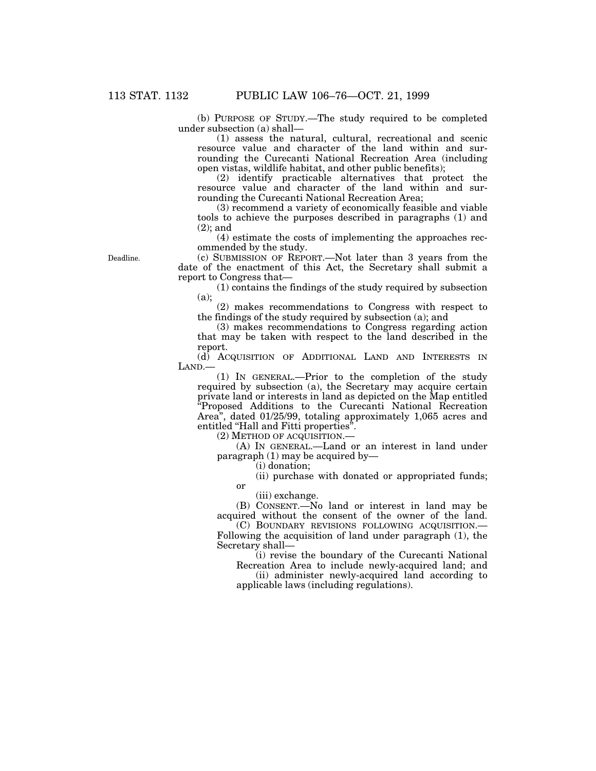(b) PURPOSE OF STUDY.—The study required to be completed under subsection (a) shall—

(1) assess the natural, cultural, recreational and scenic resource value and character of the land within and surrounding the Curecanti National Recreation Area (including open vistas, wildlife habitat, and other public benefits);

(2) identify practicable alternatives that protect the resource value and character of the land within and surrounding the Curecanti National Recreation Area;

(3) recommend a variety of economically feasible and viable tools to achieve the purposes described in paragraphs (1) and (2); and

(4) estimate the costs of implementing the approaches recommended by the study.

Deadline.

(c) SUBMISSION OF REPORT.—Not later than 3 years from the date of the enactment of this Act, the Secretary shall submit a report to Congress that—

(1) contains the findings of the study required by subsection (a);

(2) makes recommendations to Congress with respect to the findings of the study required by subsection (a); and

(3) makes recommendations to Congress regarding action that may be taken with respect to the land described in the report.

(d) ACQUISITION OF ADDITIONAL LAND AND INTERESTS IN LAND.—

(1) IN GENERAL.—Prior to the completion of the study required by subsection (a), the Secretary may acquire certain private land or interests in land as depicted on the Map entitled "Proposed Additions to the Curecanti National Recreation Area", dated 01/25/99, totaling approximately 1,065 acres and entitled "Hall and Fitti properties".

(2) METHOD OF ACQUISITION.—

(A) IN GENERAL.—Land or an interest in land under paragraph (1) may be acquired by—

(i) donation;

(ii) purchase with donated or appropriated funds; or

(iii) exchange.

(B) CONSENT.—No land or interest in land may be acquired without the consent of the owner of the land.

(C) BOUNDARY REVISIONS FOLLOWING ACQUISITION.—Following the acquisition of land under paragraph (1), the Secretary shall—

(i) revise the boundary of the Curecanti National Recreation Area to include newly-acquired land; and

(ii) administer newly-acquired land according to applicable laws (including regulations).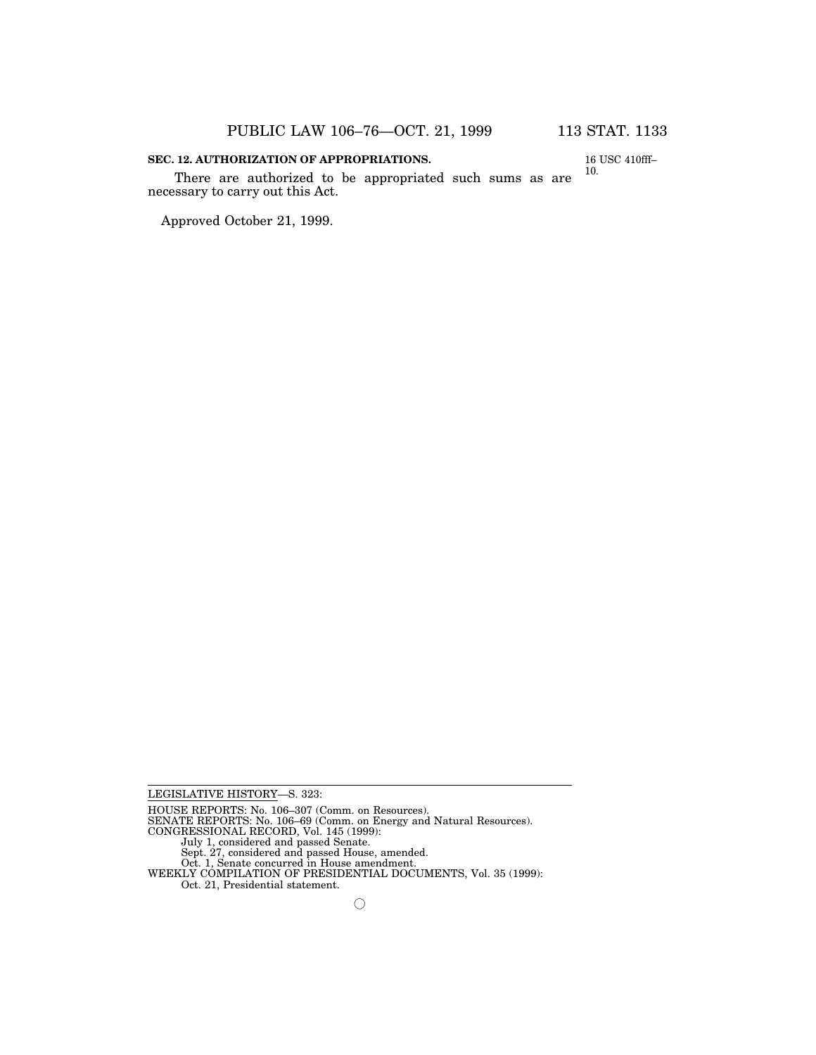**SEC. 12. AUTHORIZATION OF APPROPRIATIONS.**

16 USC 410fff–10.

There are authorized to be appropriated such sums as are necessary to carry out this Act.

Approved October 21, 1999.

---

LEGISLATIVE HISTORY—S. 323:

HOUSE REPORTS: No. 106–307 (Comm. on Resources).
SENATE REPORTS: No. 106–69 (Comm. on Energy and Natural Resources).
CONGRESSIONAL RECORD, Vol. 145 (1999):
July 1, considered and passed Senate.
Sept. 27, considered and passed House, amended.
Oct. 1, Senate concurred in House amendment.
WEEKLY COMPILATION OF PRESIDENTIAL DOCUMENTS, Vol. 35 (1999):
Oct. 21, Presidential statement.